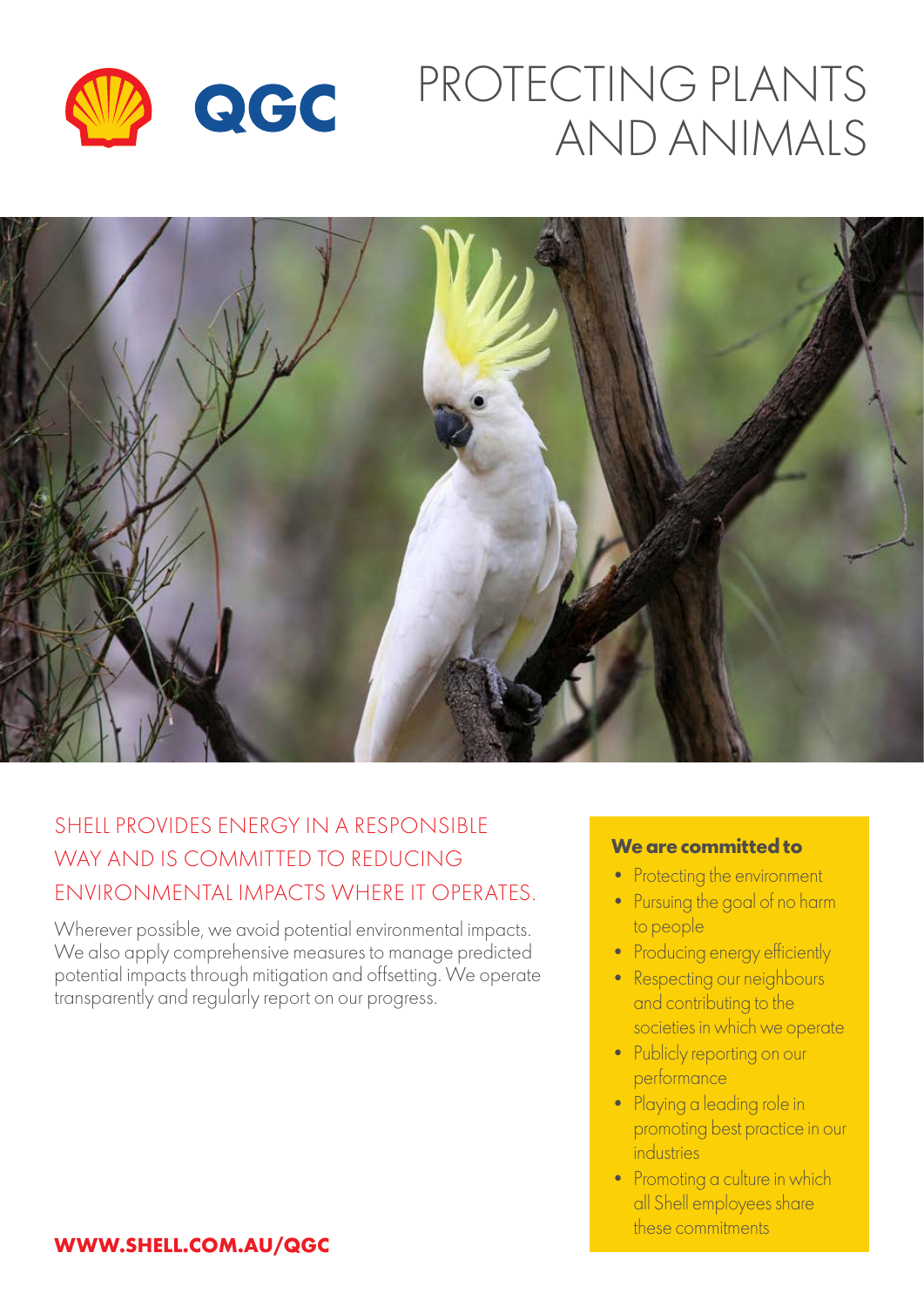# PROTECTING PLANTS AND ANIMALS

## SHELL PROVIDES ENERGY IN A RESPONSIBLE WAY AND IS COMMITTED TO REDUCING ENVIRONMENTAL IMPACTS WHERE IT OPERATES.

Wherever possible, we avoid potential environmental impacts. We also apply comprehensive measures to manage predicted potential impacts through mitigation and offsetting. We operate transparently and regularly report on our progress.

**We are committed to**

- Protecting the environment
- Pursuing the goal of no harm to people
- Producing energy efficiently
- Respecting our neighbours and contributing to the societies in which we operate
- Publicly reporting on our performance
- Playing a leading role in promoting best practice in our industries
- Promoting a culture in which all Shell employees share these commitments

**WWW.SHELL.COM.AU/QGC**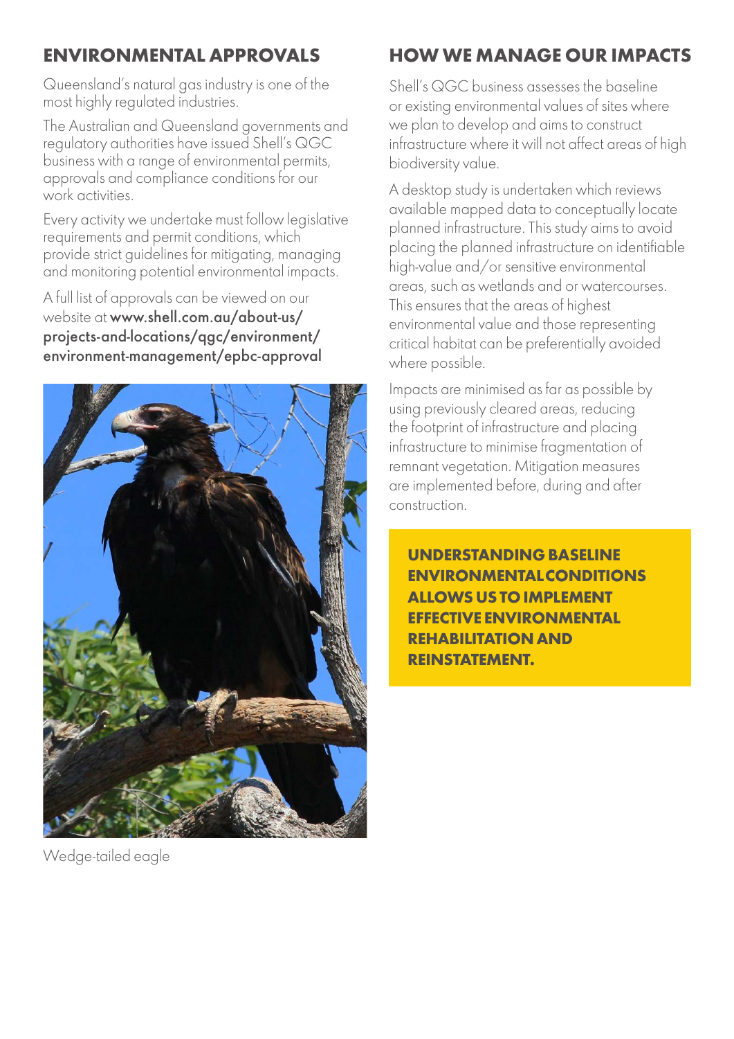## ENVIRONMENTAL APPROVALS

Queensland's natural gas industry is one of the most highly regulated industries.

The Australian and Queensland governments and regulatory authorities have issued Shell's QGC business with a range of environmental permits, approvals and compliance conditions for our work activities.

Every activity we undertake must follow legislative requirements and permit conditions, which provide strict guidelines for mitigating, managing and monitoring potential environmental impacts.

A full list of approvals can be viewed on our website at **www.shell.com.au/about-us/projects-and-locations/qgc/environment/environment-management/epbc-approval**

Wedge-tailed eagle

## HOW WE MANAGE OUR IMPACTS

Shell's QGC business assesses the baseline or existing environmental values of sites where we plan to develop and aims to construct infrastructure where it will not affect areas of high biodiversity value.

A desktop study is undertaken which reviews available mapped data to conceptually locate planned infrastructure. This study aims to avoid placing the planned infrastructure on identifiable high-value and/or sensitive environmental areas, such as wetlands and or watercourses. This ensures that the areas of highest environmental value and those representing critical habitat can be preferentially avoided where possible.

Impacts are minimised as far as possible by using previously cleared areas, reducing the footprint of infrastructure and placing infrastructure to minimise fragmentation of remnant vegetation. Mitigation measures are implemented before, during and after construction.

**UNDERSTANDING BASELINE ENVIRONMENTAL CONDITIONS ALLOWS US TO IMPLEMENT EFFECTIVE ENVIRONMENTAL REHABILITATION AND REINSTATEMENT.**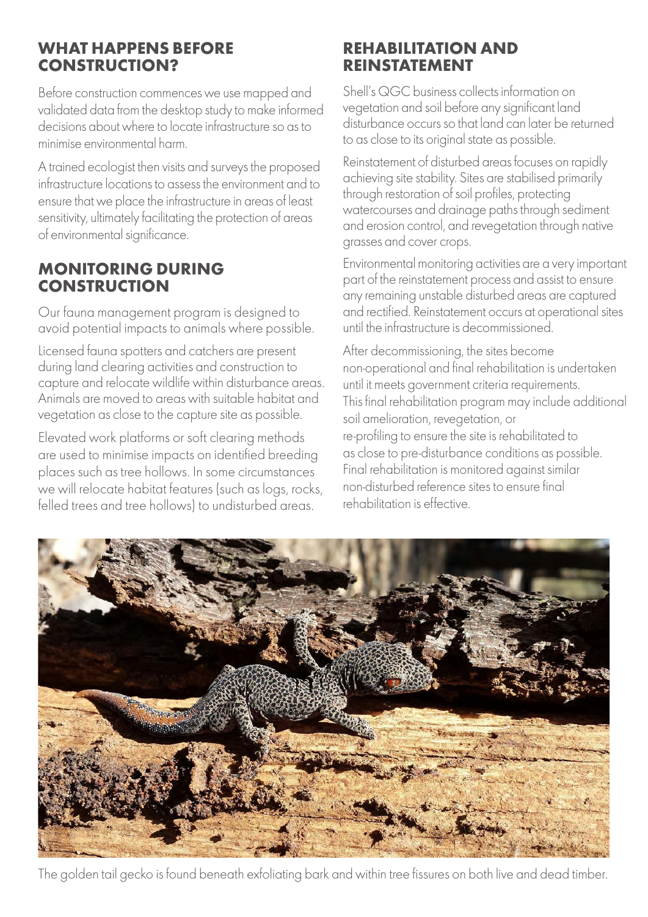## WHAT HAPPENS BEFORE CONSTRUCTION?

Before construction commences we use mapped and validated data from the desktop study to make informed decisions about where to locate infrastructure so as to minimise environmental harm.

A trained ecologist then visits and surveys the proposed infrastructure locations to assess the environment and to ensure that we place the infrastructure in areas of least sensitivity, ultimately facilitating the protection of areas of environmental significance.

## MONITORING DURING CONSTRUCTION

Our fauna management program is designed to avoid potential impacts to animals where possible.

Licensed fauna spotters and catchers are present during land clearing activities and construction to capture and relocate wildlife within disturbance areas. Animals are moved to areas with suitable habitat and vegetation as close to the capture site as possible.

Elevated work platforms or soft clearing methods are used to minimise impacts on identified breeding places such as tree hollows. In some circumstances we will relocate habitat features (such as logs, rocks, felled trees and tree hollows) to undisturbed areas.

## REHABILITATION AND REINSTATEMENT

Shell's QGC business collects information on vegetation and soil before any significant land disturbance occurs so that land can later be returned to as close to its original state as possible.

Reinstatement of disturbed areas focuses on rapidly achieving site stability. Sites are stabilised primarily through restoration of soil profiles, protecting watercourses and drainage paths through sediment and erosion control, and revegetation through native grasses and cover crops.

Environmental monitoring activities are a very important part of the reinstatement process and assist to ensure any remaining unstable disturbed areas are captured and rectified. Reinstatement occurs at operational sites until the infrastructure is decommissioned.

After decommissioning, the sites become non-operational and final rehabilitation is undertaken until it meets government criteria requirements. This final rehabilitation program may include additional soil amelioration, revegetation, or re-profiling to ensure the site is rehabilitated to as close to pre-disturbance conditions as possible. Final rehabilitation is monitored against similar non-disturbed reference sites to ensure final rehabilitation is effective.

The golden tail gecko is found beneath exfoliating bark and within tree fissures on both live and dead timber.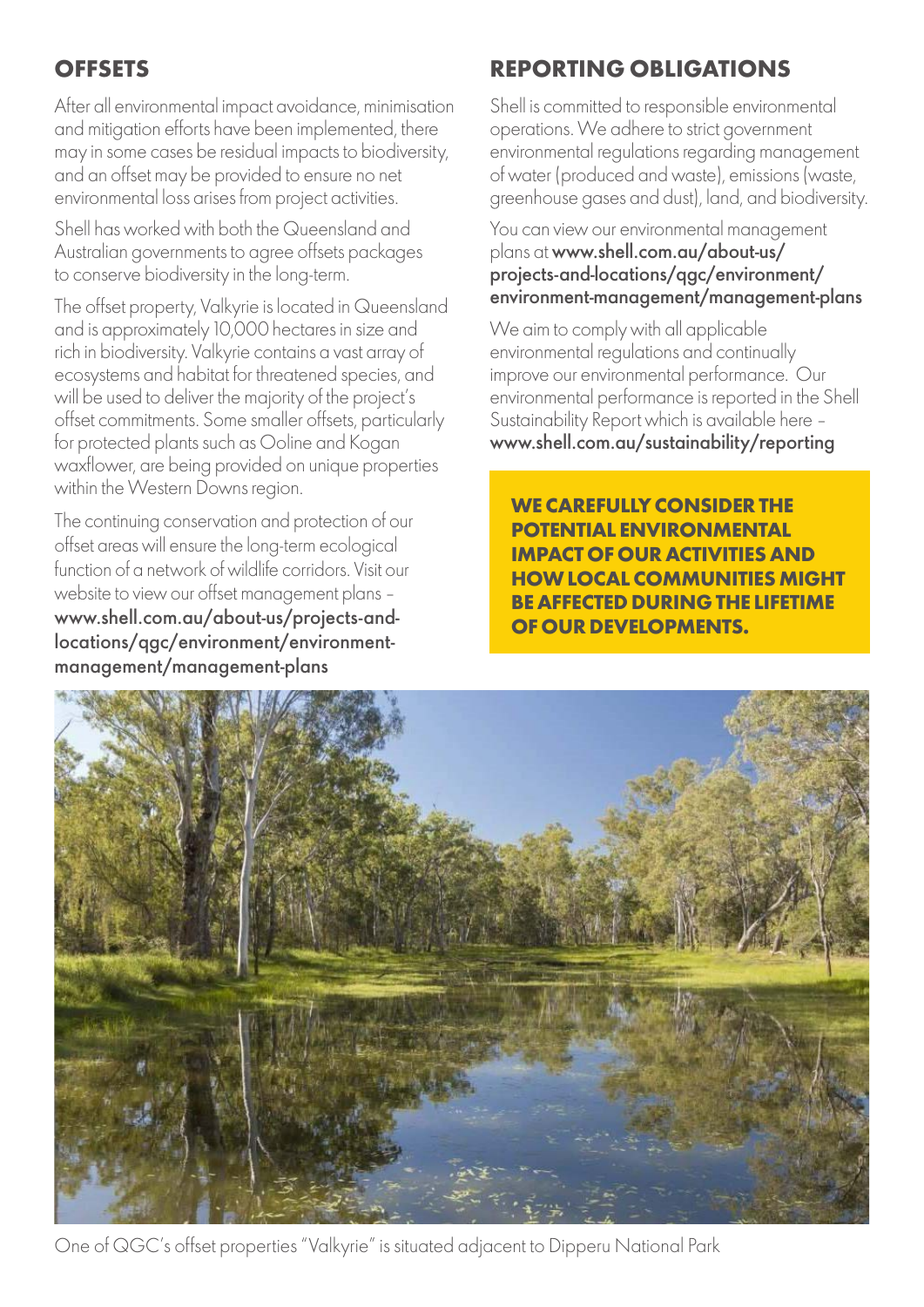## OFFSETS

After all environmental impact avoidance, minimisation and mitigation efforts have been implemented, there may in some cases be residual impacts to biodiversity, and an offset may be provided to ensure no net environmental loss arises from project activities.

Shell has worked with both the Queensland and Australian governments to agree offsets packages to conserve biodiversity in the long-term.

The offset property, Valkyrie is located in Queensland and is approximately 10,000 hectares in size and rich in biodiversity. Valkyrie contains a vast array of ecosystems and habitat for threatened species, and will be used to deliver the majority of the project's offset commitments. Some smaller offsets, particularly for protected plants such as Ooline and Kogan waxflower, are being provided on unique properties within the Western Downs region.

The continuing conservation and protection of our offset areas will ensure the long-term ecological function of a network of wildlife corridors. Visit our website to view our offset management plans – **www.shell.com.au/about-us/projects-and-locations/qgc/environment/environment-management/management-plans**

## REPORTING OBLIGATIONS

Shell is committed to responsible environmental operations. We adhere to strict government environmental regulations regarding management of water (produced and waste), emissions (waste, greenhouse gases and dust), land, and biodiversity.

You can view our environmental management plans at **www.shell.com.au/about-us/projects-and-locations/qgc/environment/environment-management/management-plans**

We aim to comply with all applicable environmental regulations and continually improve our environmental performance. Our environmental performance is reported in the Shell Sustainability Report which is available here – **www.shell.com.au/sustainability/reporting**

**WE CAREFULLY CONSIDER THE POTENTIAL ENVIRONMENTAL IMPACT OF OUR ACTIVITIES AND HOW LOCAL COMMUNITIES MIGHT BE AFFECTED DURING THE LIFETIME OF OUR DEVELOPMENTS.**

One of QGC's offset properties "Valkyrie" is situated adjacent to Dipperu National Park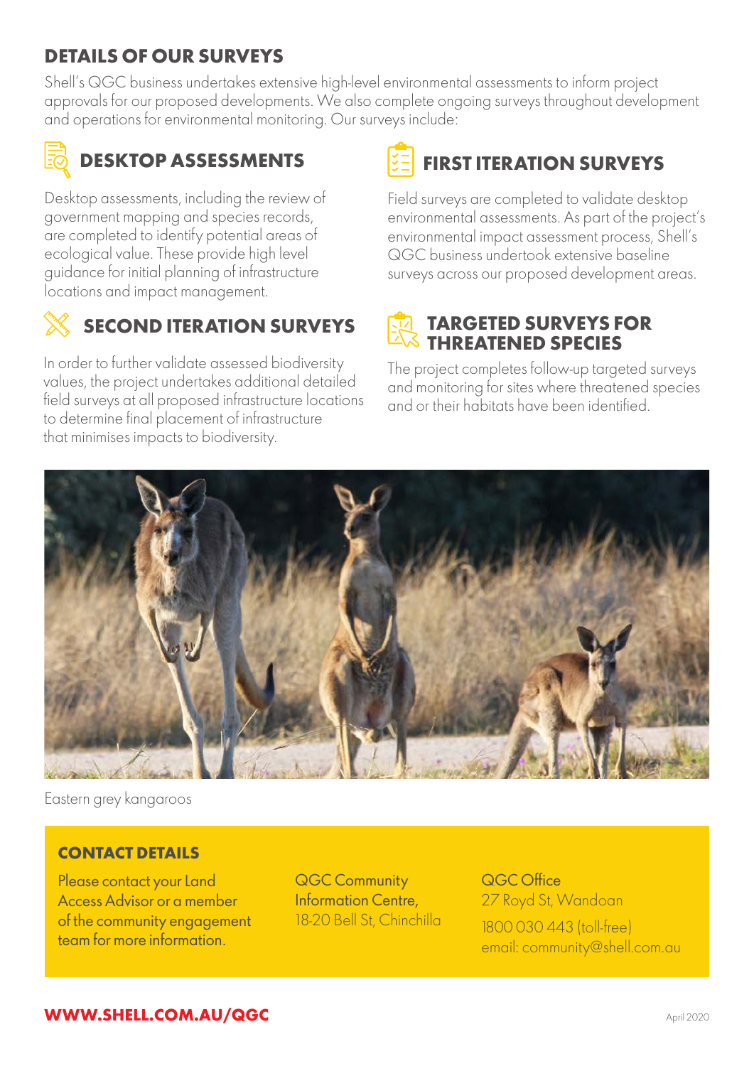## DETAILS OF OUR SURVEYS

Shell's QGC business undertakes extensive high-level environmental assessments to inform project approvals for our proposed developments. We also complete ongoing surveys throughout development and operations for environmental monitoring. Our surveys include:

### DESKTOP ASSESSMENTS

Desktop assessments, including the review of government mapping and species records, are completed to identify potential areas of ecological value. These provide high level guidance for initial planning of infrastructure locations and impact management.

### FIRST ITERATION SURVEYS

Field surveys are completed to validate desktop environmental assessments. As part of the project's environmental impact assessment process, Shell's QGC business undertook extensive baseline surveys across our proposed development areas.

### SECOND ITERATION SURVEYS

In order to further validate assessed biodiversity values, the project undertakes additional detailed field surveys at all proposed infrastructure locations to determine final placement of infrastructure that minimises impacts to biodiversity.

### TARGETED SURVEYS FOR THREATENED SPECIES

The project completes follow-up targeted surveys and monitoring for sites where threatened species and or their habitats have been identified.

Eastern grey kangaroos

### CONTACT DETAILS

Please contact your Land Access Advisor or a member of the community engagement team for more information.

QGC Community Information Centre,
18-20 Bell St, Chinchilla

QGC Office
27 Royd St, Wandoan
1800 030 443 (toll-free)
email: community@shell.com.au

**WWW.SHELL.COM.AU/QGC**

April 2020